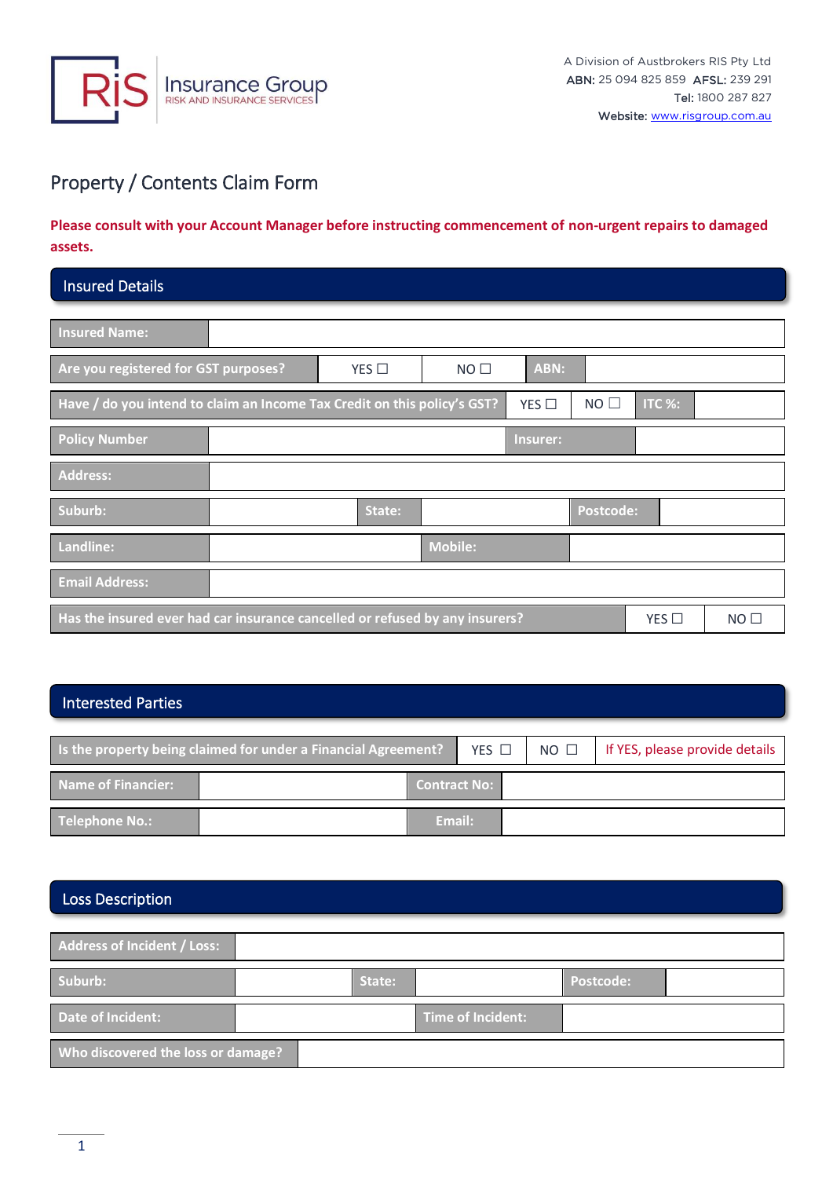RiS Insurance Group
RISK AND INSURANCE SERVICES

A Division of Austbrokers RIS Pty Ltd
**ABN:** 25 094 825 859 **AFSL:** 239 291
**Tel:** 1800 287 827
**Website:** www.risgroup.com.au

# Property / Contents Claim Form

**Please consult with your Account Manager before instructing commencement of non-urgent repairs to damaged assets.**

## Insured Details

| **Insured Name:** | | | | | |
|---|---|---|---|---|---|
| **Are you registered for GST purposes?** | YES ☐ | NO ☐ | **ABN:** | | |
| **Have / do you intend to claim an Income Tax Credit on this policy's GST?** | YES ☐ | NO ☐ | **ITC %:** | | |
| **Policy Number** | | **Insurer:** | | | |
| **Address:** | | | | | |
| **Suburb:** | | **State:** | | **Postcode:** | |
| **Landline:** | | **Mobile:** | | | |
| **Email Address:** | | | | | |
| **Has the insured ever had car insurance cancelled or refused by any insurers?** | YES ☐ | NO ☐ | | | |

## Interested Parties

| **Is the property being claimed for under a Financial Agreement?** | YES ☐ | NO ☐ | If YES, please provide details |
|---|---|---|---|
| **Name of Financier:** | | **Contract No:** | |
| **Telephone No.:** | | **Email:** | |

## Loss Description

| **Address of Incident / Loss:** | | | | | |
|---|---|---|---|---|---|
| **Suburb:** | | **State:** | | **Postcode:** | |
| **Date of Incident:** | | **Time of Incident:** | | | |
| **Who discovered the loss or damage?** | | | | | |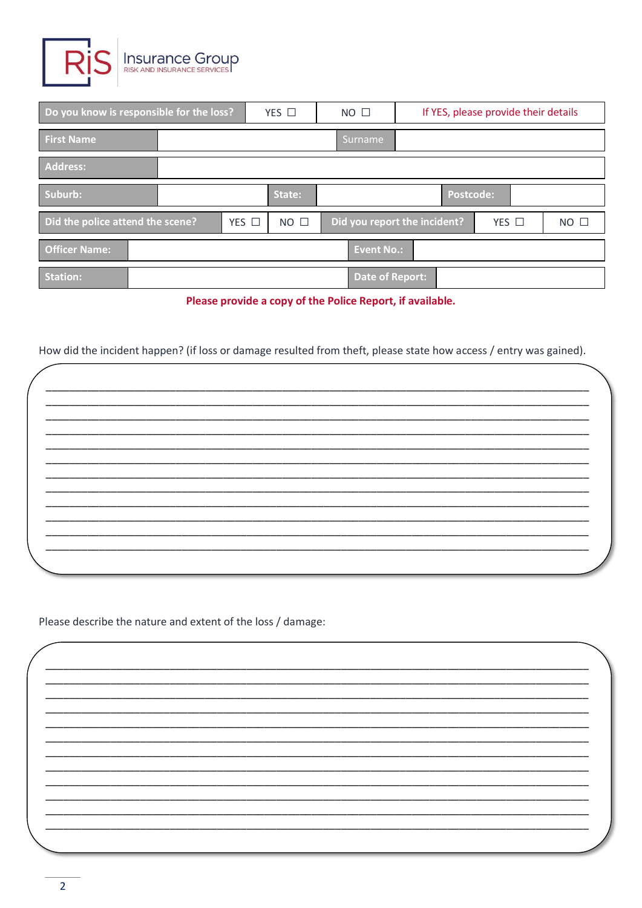RiS Insurance Group
RISK AND INSURANCE SERVICES

| Do you know is responsible for the loss? | YES ☐ | NO ☐ | If YES, please provide their details |
|---|---|---|---|

| First Name | | Surname | |
|---|---|---|---|
| Address: | | | |

| Suburb: | | State: | | Postcode: | |
|---|---|---|---|---|---|

| Did the police attend the scene? | YES ☐ | NO ☐ | Did you report the incident? | YES ☐ | NO ☐ |
|---|---|---|---|---|---|

| Officer Name: | | Event No.: | |
|---|---|---|---|
| Station: | | Date of Report: | |

**Please provide a copy of the Police Report, if available.**

How did the incident happen? (if loss or damage resulted from theft, please state how access / entry was gained).

______________________________________________________________________________
______________________________________________________________________________
______________________________________________________________________________
______________________________________________________________________________
______________________________________________________________________________
______________________________________________________________________________
______________________________________________________________________________
______________________________________________________________________________
______________________________________________________________________________
______________________________________________________________________________
______________________________________________________________________________
______________________________________________________________________________

Please describe the nature and extent of the loss / damage:

______________________________________________________________________________
______________________________________________________________________________
______________________________________________________________________________
______________________________________________________________________________
______________________________________________________________________________
______________________________________________________________________________
______________________________________________________________________________
______________________________________________________________________________
______________________________________________________________________________
______________________________________________________________________________
______________________________________________________________________________
______________________________________________________________________________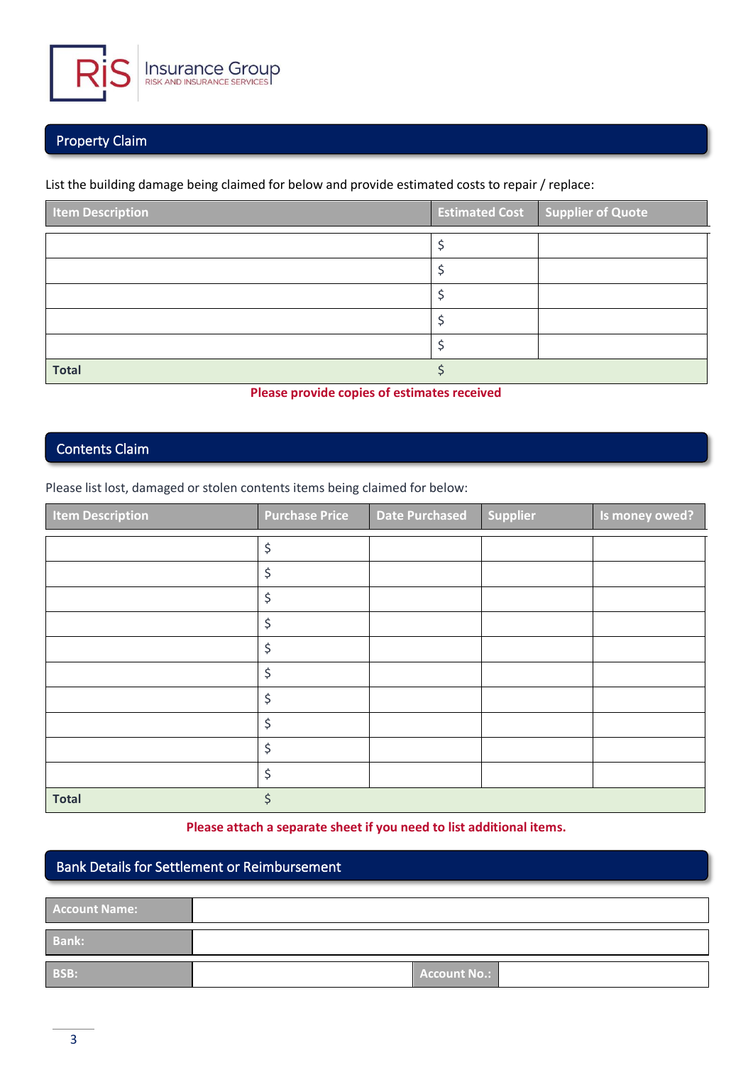RiS Insurance Group
RISK AND INSURANCE SERVICES

## Property Claim

List the building damage being claimed for below and provide estimated costs to repair / replace:

| Item Description | Estimated Cost | Supplier of Quote |
|---|---|---|
| | $ | |
| | $ | |
| | $ | |
| | $ | |
| | $ | |
| **Total** | $ | |

**Please provide copies of estimates received**

## Contents Claim

Please list lost, damaged or stolen contents items being claimed for below:

| Item Description | Purchase Price | Date Purchased | Supplier | Is money owed? |
|---|---|---|---|---|
| | $ | | | |
| | $ | | | |
| | $ | | | |
| | $ | | | |
| | $ | | | |
| | $ | | | |
| | $ | | | |
| | $ | | | |
| | $ | | | |
| | $ | | | |
| **Total** | $ | | | |

**Please attach a separate sheet if you need to list additional items.**

## Bank Details for Settlement or Reimbursement

| | | | |
|---|---|---|---|
| **Account Name:** | | | |
| **Bank:** | | | |
| **BSB:** | | **Account No.:** | |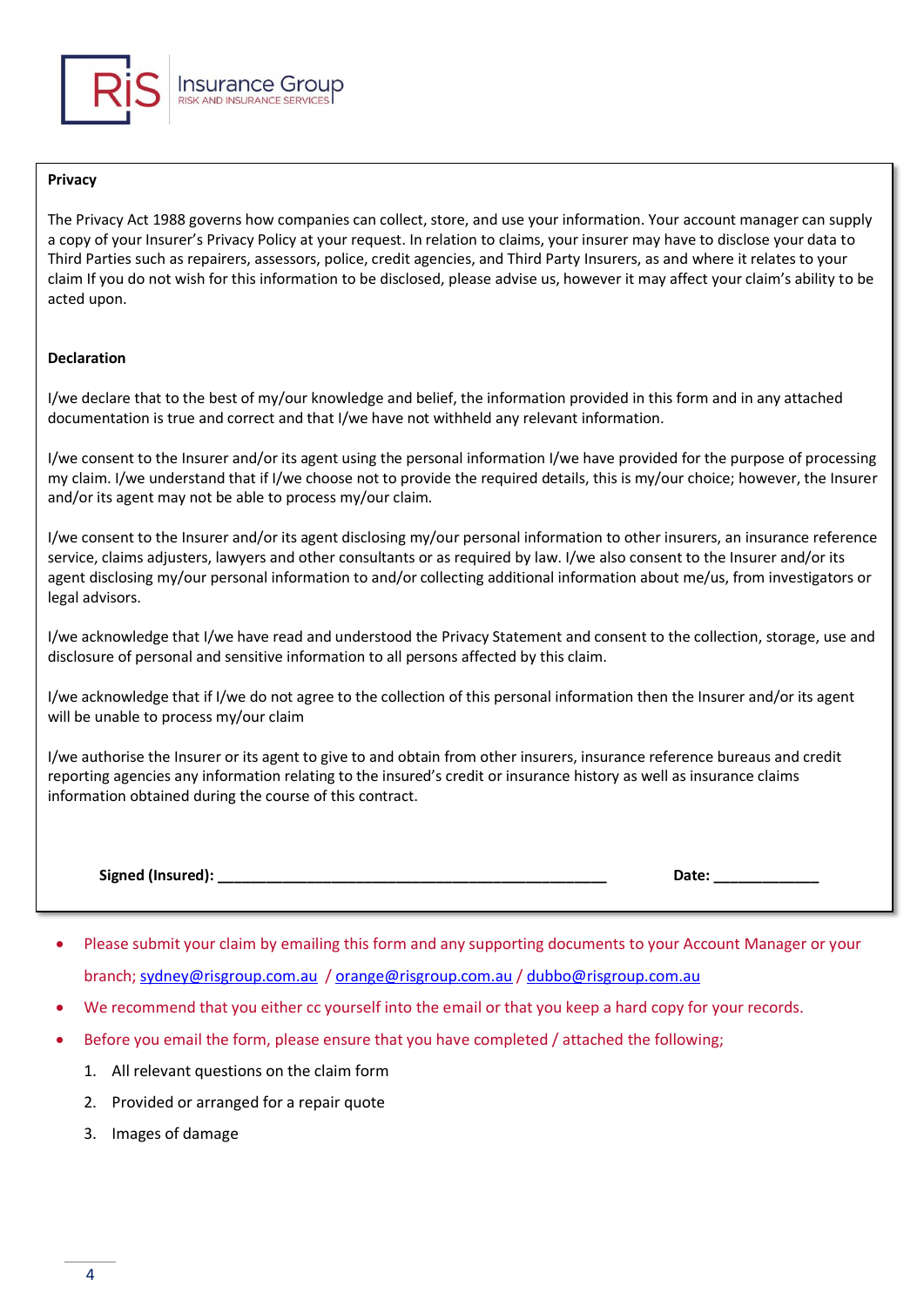**Privacy**

The Privacy Act 1988 governs how companies can collect, store, and use your information. Your account manager can supply a copy of your Insurer's Privacy Policy at your request. In relation to claims, your insurer may have to disclose your data to Third Parties such as repairers, assessors, police, credit agencies, and Third Party Insurers, as and where it relates to your claim If you do not wish for this information to be disclosed, please advise us, however it may affect your claim's ability to be acted upon.

**Declaration**

I/we declare that to the best of my/our knowledge and belief, the information provided in this form and in any attached documentation is true and correct and that I/we have not withheld any relevant information.

I/we consent to the Insurer and/or its agent using the personal information I/we have provided for the purpose of processing my claim. I/we understand that if I/we choose not to provide the required details, this is my/our choice; however, the Insurer and/or its agent may not be able to process my/our claim.

I/we consent to the Insurer and/or its agent disclosing my/our personal information to other insurers, an insurance reference service, claims adjusters, lawyers and other consultants or as required by law. I/we also consent to the Insurer and/or its agent disclosing my/our personal information to and/or collecting additional information about me/us, from investigators or legal advisors.

I/we acknowledge that I/we have read and understood the Privacy Statement and consent to the collection, storage, use and disclosure of personal and sensitive information to all persons affected by this claim.

I/we acknowledge that if I/we do not agree to the collection of this personal information then the Insurer and/or its agent will be unable to process my/our claim

I/we authorise the Insurer or its agent to give to and obtain from other insurers, insurance reference bureaus and credit reporting agencies any information relating to the insured's credit or insurance history as well as insurance claims information obtained during the course of this contract.

**Signed (Insured):** ______________________________________________ **Date:** ____________

- Please submit your claim by emailing this form and any supporting documents to your Account Manager or your branch; sydney@risgroup.com.au / orange@risgroup.com.au / dubbo@risgroup.com.au
- We recommend that you either cc yourself into the email or that you keep a hard copy for your records.
- Before you email the form, please ensure that you have completed / attached the following;
  1. All relevant questions on the claim form
  2. Provided or arranged for a repair quote
  3. Images of damage